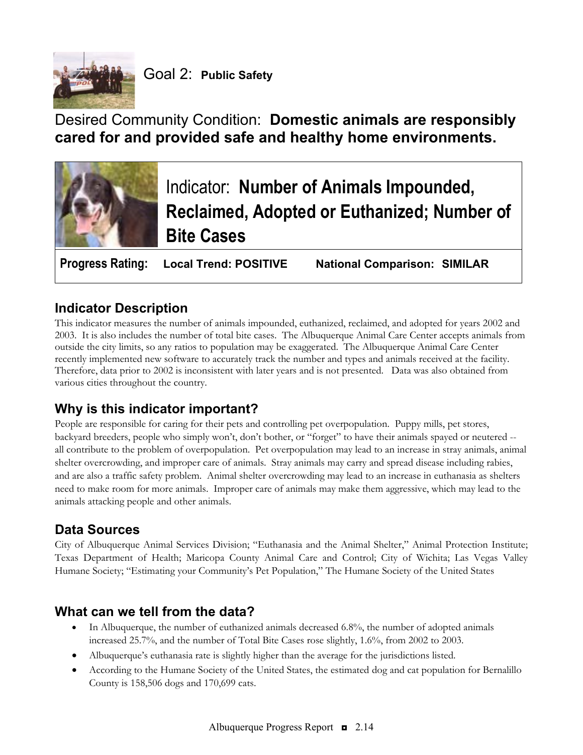# Goal 2: **Public Safety**

## Desired Community Condition: **Domestic animals are responsibly cared for and provided safe and healthy home environments.**

## Indicator: **Number of Animals Impounded, Reclaimed, Adopted or Euthanized; Number of Bite Cases**

**Progress Rating:** **Local Trend: POSITIVE** **National Comparison: SIMILAR**

### Indicator Description

This indicator measures the number of animals impounded, euthanized, reclaimed, and adopted for years 2002 and 2003. It is also includes the number of total bite cases. The Albuquerque Animal Care Center accepts animals from outside the city limits, so any ratios to population may be exaggerated. The Albuquerque Animal Care Center recently implemented new software to accurately track the number and types and animals received at the facility. Therefore, data prior to 2002 is inconsistent with later years and is not presented. Data was also obtained from various cities throughout the country.

### Why is this indicator important?

People are responsible for caring for their pets and controlling pet overpopulation. Puppy mills, pet stores, backyard breeders, people who simply won't, don't bother, or "forget" to have their animals spayed or neutered -- all contribute to the problem of overpopulation. Pet overpopulation may lead to an increase in stray animals, animal shelter overcrowding, and improper care of animals. Stray animals may carry and spread disease including rabies, and are also a traffic safety problem. Animal shelter overcrowding may lead to an increase in euthanasia as shelters need to make room for more animals. Improper care of animals may make them aggressive, which may lead to the animals attacking people and other animals.

### Data Sources

City of Albuquerque Animal Services Division; "Euthanasia and the Animal Shelter," Animal Protection Institute; Texas Department of Health; Maricopa County Animal Care and Control; City of Wichita; Las Vegas Valley Humane Society; "Estimating your Community's Pet Population," The Humane Society of the United States

### What can we tell from the data?

- In Albuquerque, the number of euthanized animals decreased 6.8%, the number of adopted animals increased 25.7%, and the number of Total Bite Cases rose slightly, 1.6%, from 2002 to 2003.
- Albuquerque's euthanasia rate is slightly higher than the average for the jurisdictions listed.
- According to the Humane Society of the United States, the estimated dog and cat population for Bernalillo County is 158,506 dogs and 170,699 cats.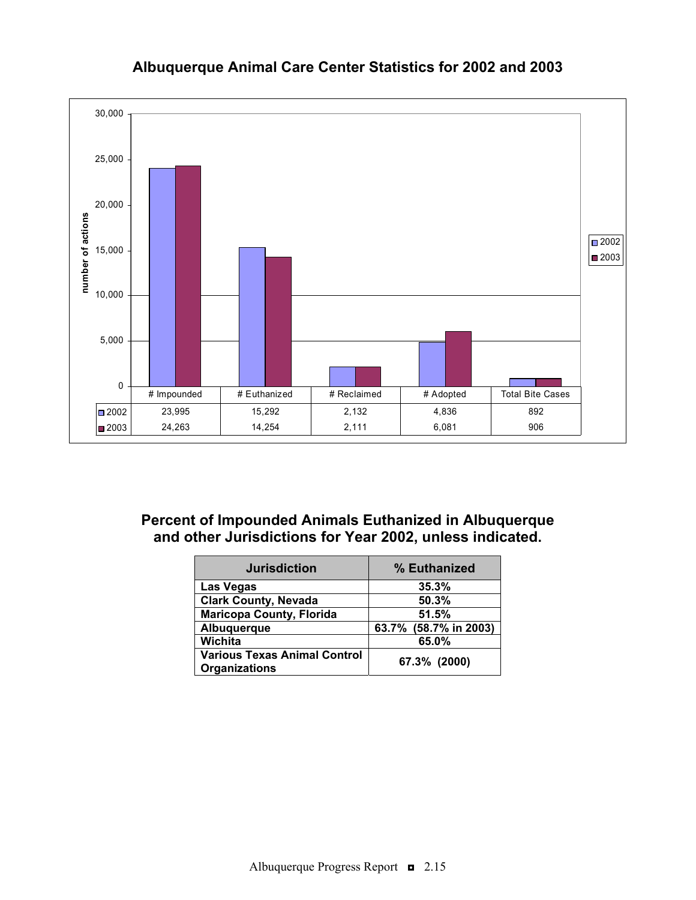## Albuquerque Animal Care Center Statistics for 2002 and 2003

number of actions

30,000
25,000
20,000
15,000
10,000
5,000
0

2002
2003

# Impounded
# Euthanized
# Reclaimed
# Adopted
Total Bite Cases

2002 23,995 15,292 2,132 4,836 892

2003 24,263 14,254 2,111 6,081 906

## Percent of Impounded Animals Euthanized in Albuquerque and other Jurisdictions for Year 2002, unless indicated.

| Jurisdiction | % Euthanized |
|---|---|
| **Las Vegas** | **35.3%** |
| **Clark County, Nevada** | **50.3%** |
| **Maricopa County, Florida** | **51.5%** |
| **Albuquerque** | **63.7% (58.7% in 2003)** |
| **Wichita** | **65.0%** |
| **Various Texas Animal Control Organizations** | **67.3% (2000)** |